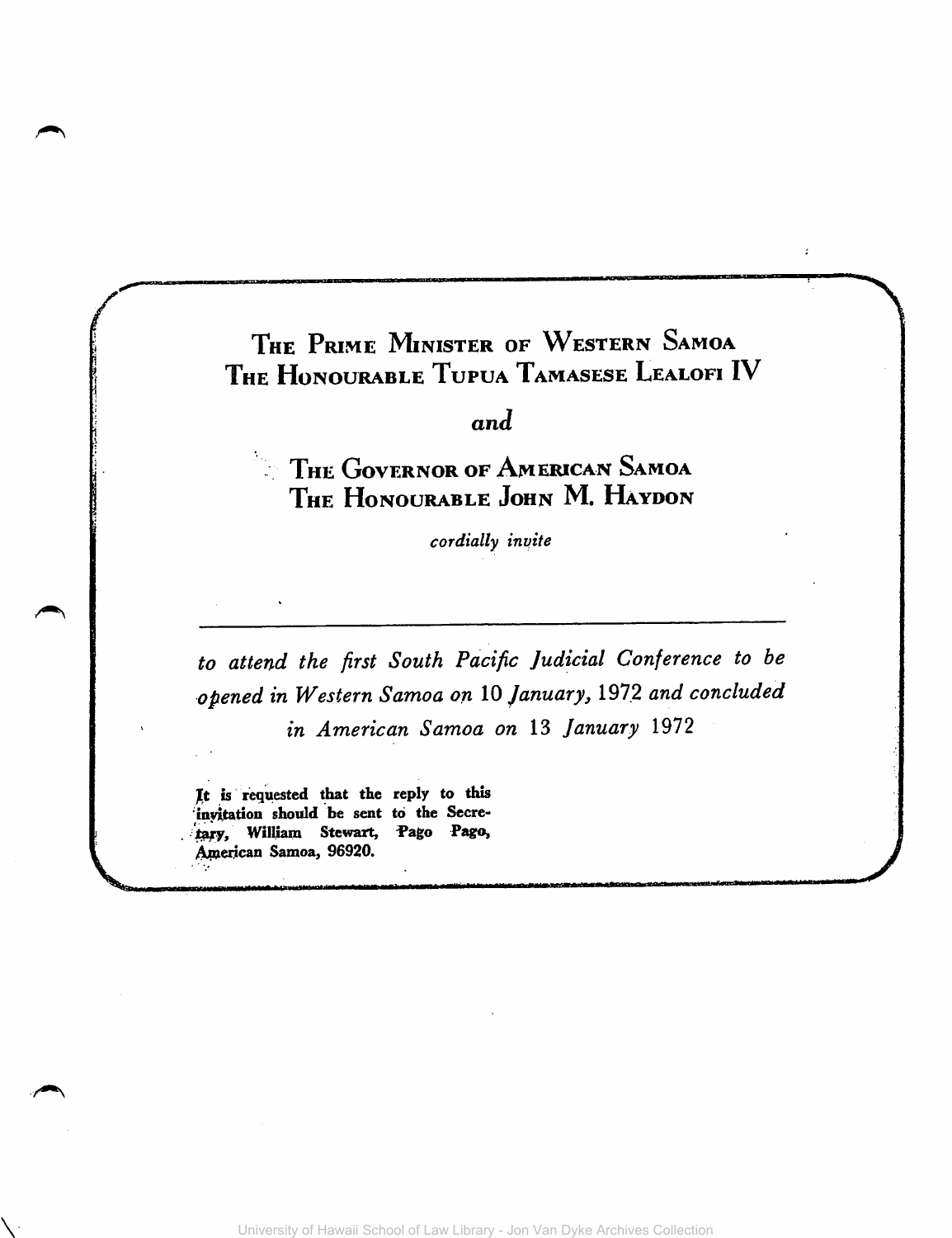THE PRIME MINISTER OF WESTERN SAMOA
THE HONOURABLE TUPUA TAMASESE LEALOFI IV

*and*

THE GOVERNOR OF AMERICAN SAMOA
THE HONOURABLE JOHN M. HAYDON

*cordially invite*

---

*to attend the first South Pacific Judicial Conference to be opened in Western Samoa on 10 January, 1972 and concluded in American Samoa on 13 January 1972*

**It is requested that the reply to this invitation should be sent to the Secretary, William Stewart, Pago Pago, American Samoa, 96920.**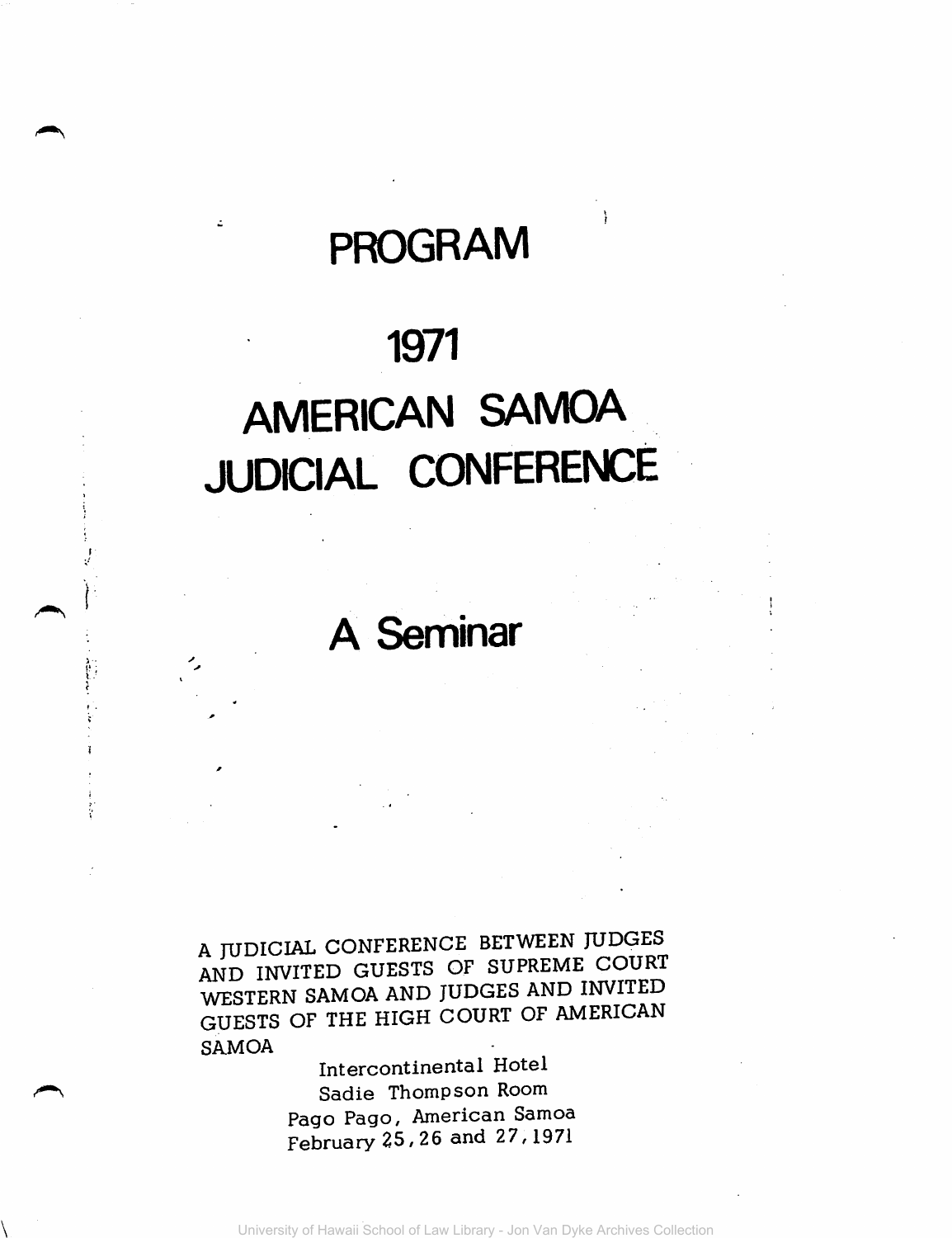# PROGRAM

# 1971

# AMERICAN SAMOA JUDICIAL CONFERENCE

## A Seminar

A JUDICIAL CONFERENCE BETWEEN JUDGES AND INVITED GUESTS OF SUPREME COURT WESTERN SAMOA AND JUDGES AND INVITED GUESTS OF THE HIGH COURT OF AMERICAN SAMOA

Intercontinental Hotel
Sadie Thompson Room
Pago Pago, American Samoa
February 25, 26 and 27, 1971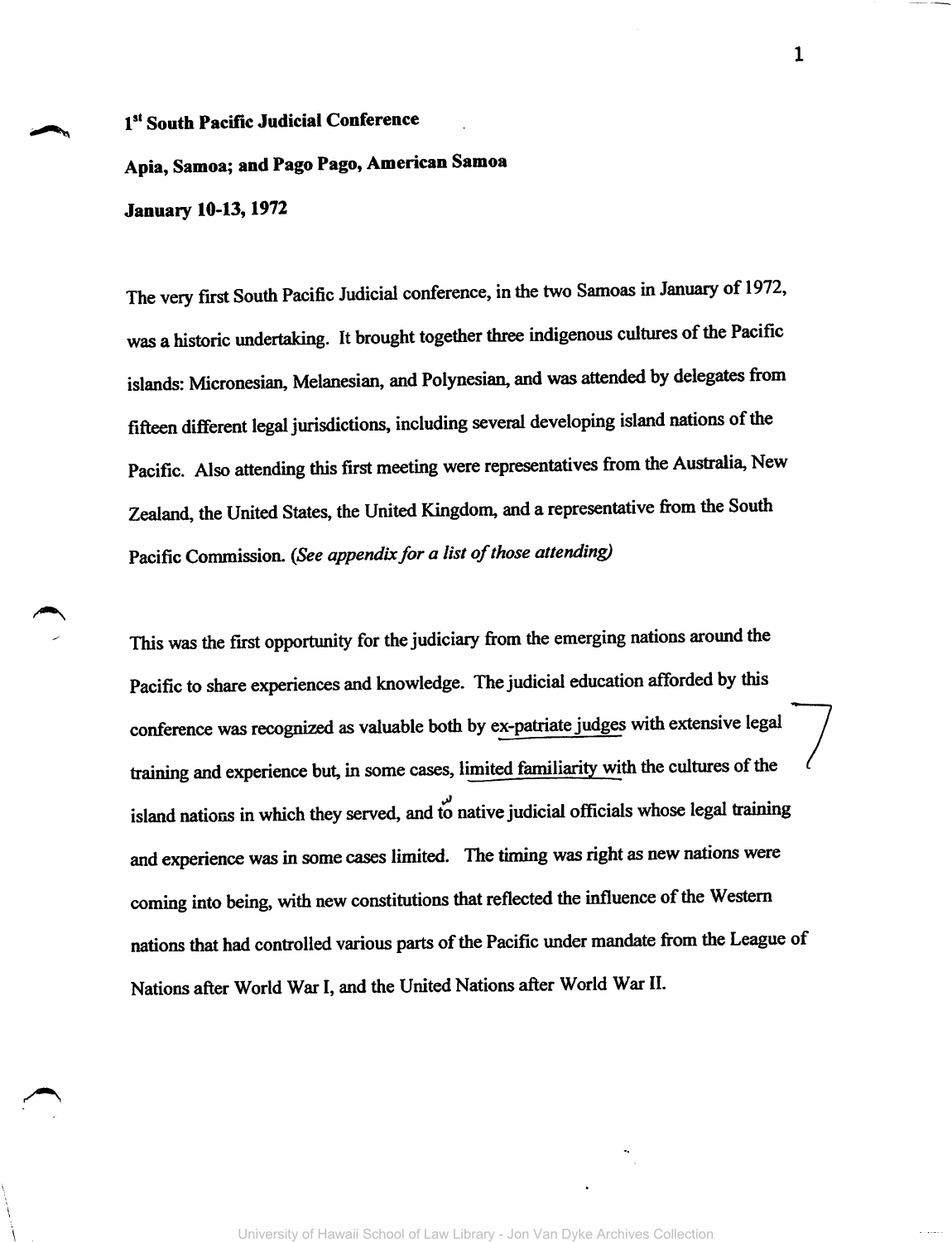**1st South Pacific Judicial Conference**

**Apia, Samoa; and Pago Pago, American Samoa**

**January 10-13, 1972**

The very first South Pacific Judicial conference, in the two Samoas in January of 1972, was a historic undertaking. It brought together three indigenous cultures of the Pacific islands: Micronesian, Melanesian, and Polynesian, and was attended by delegates from fifteen different legal jurisdictions, including several developing island nations of the Pacific. Also attending this first meeting were representatives from the Australia, New Zealand, the United States, the United Kingdom, and a representative from the South Pacific Commission. *(See appendix for a list of those attending)*

This was the first opportunity for the judiciary from the emerging nations around the Pacific to share experiences and knowledge. The judicial education afforded by this conference was recognized as valuable both by ex-patriate judges with extensive legal training and experience but, in some cases, limited familiarity with the cultures of the island nations in which they served, and to native judicial officials whose legal training and experience was in some cases limited. The timing was right as new nations were coming into being, with new constitutions that reflected the influence of the Western nations that had controlled various parts of the Pacific under mandate from the League of Nations after World War I, and the United Nations after World War II.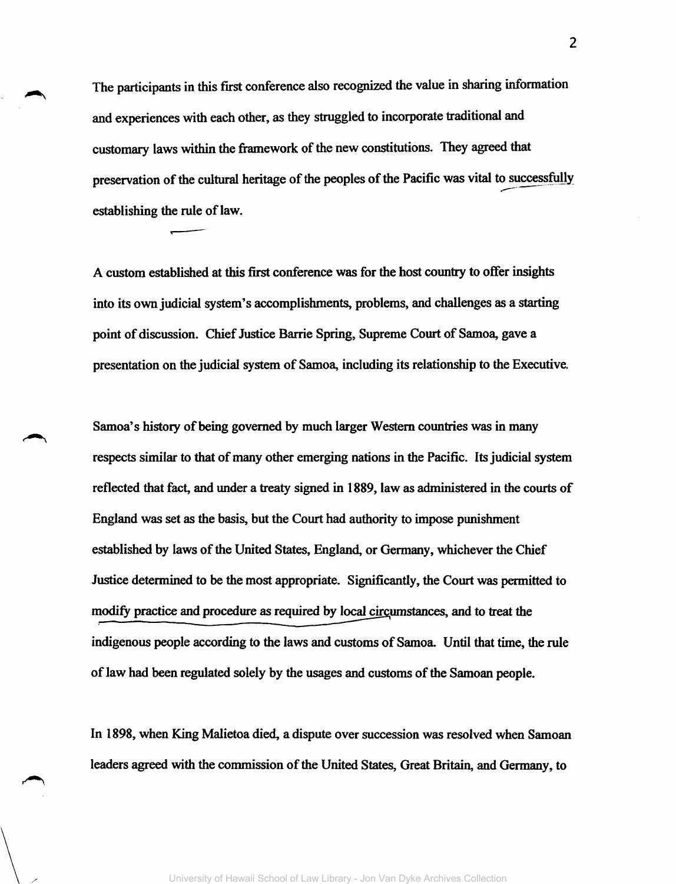The participants in this first conference also recognized the value in sharing information and experiences with each other, as they struggled to incorporate traditional and customary laws within the framework of the new constitutions. They agreed that preservation of the cultural heritage of the peoples of the Pacific was vital to successfully establishing the rule of law.

A custom established at this first conference was for the host country to offer insights into its own judicial system's accomplishments, problems, and challenges as a starting point of discussion. Chief Justice Barrie Spring, Supreme Court of Samoa, gave a presentation on the judicial system of Samoa, including its relationship to the Executive.

Samoa's history of being governed by much larger Western countries was in many respects similar to that of many other emerging nations in the Pacific. Its judicial system reflected that fact, and under a treaty signed in 1889, law as administered in the courts of England was set as the basis, but the Court had authority to impose punishment established by laws of the United States, England, or Germany, whichever the Chief Justice determined to be the most appropriate. Significantly, the Court was permitted to modify practice and procedure as required by local circumstances, and to treat the indigenous people according to the laws and customs of Samoa. Until that time, the rule of law had been regulated solely by the usages and customs of the Samoan people.

In 1898, when King Malietoa died, a dispute over succession was resolved when Samoan leaders agreed with the commission of the United States, Great Britain, and Germany, to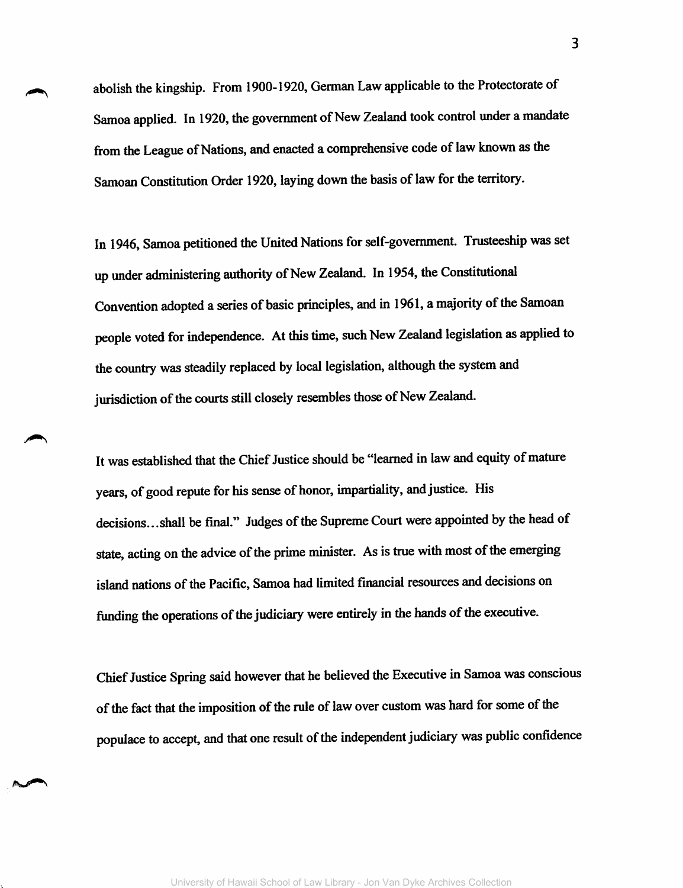abolish the kingship. From 1900-1920, German Law applicable to the Protectorate of Samoa applied. In 1920, the government of New Zealand took control under a mandate from the League of Nations, and enacted a comprehensive code of law known as the Samoan Constitution Order 1920, laying down the basis of law for the territory.

In 1946, Samoa petitioned the United Nations for self-government. Trusteeship was set up under administering authority of New Zealand. In 1954, the Constitutional Convention adopted a series of basic principles, and in 1961, a majority of the Samoan people voted for independence. At this time, such New Zealand legislation as applied to the country was steadily replaced by local legislation, although the system and jurisdiction of the courts still closely resembles those of New Zealand.

It was established that the Chief Justice should be "learned in law and equity of mature years, of good repute for his sense of honor, impartiality, and justice. His decisions...shall be final." Judges of the Supreme Court were appointed by the head of state, acting on the advice of the prime minister. As is true with most of the emerging island nations of the Pacific, Samoa had limited financial resources and decisions on funding the operations of the judiciary were entirely in the hands of the executive.

Chief Justice Spring said however that he believed the Executive in Samoa was conscious of the fact that the imposition of the rule of law over custom was hard for some of the populace to accept, and that one result of the independent judiciary was public confidence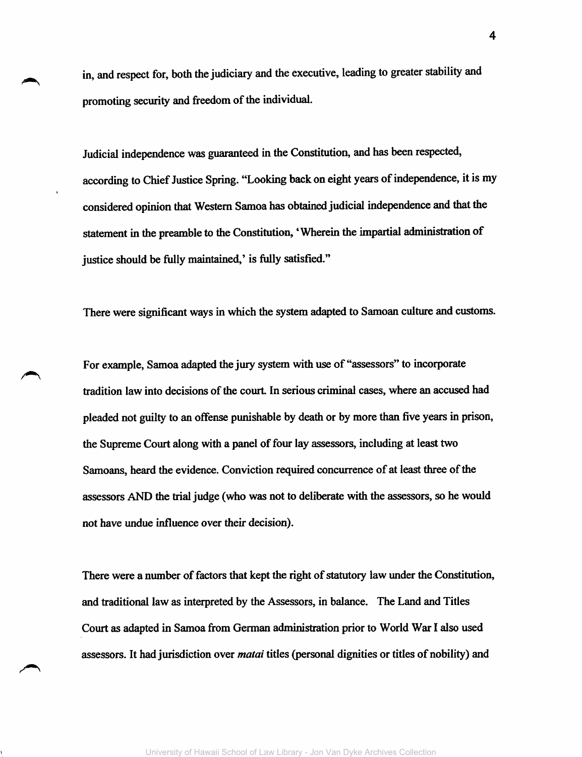in, and respect for, both the judiciary and the executive, leading to greater stability and promoting security and freedom of the individual.

Judicial independence was guaranteed in the Constitution, and has been respected, according to Chief Justice Spring. "Looking back on eight years of independence, it is my considered opinion that Western Samoa has obtained judicial independence and that the statement in the preamble to the Constitution, 'Wherein the impartial administration of justice should be fully maintained,' is fully satisfied."

There were significant ways in which the system adapted to Samoan culture and customs.

For example, Samoa adapted the jury system with use of "assessors" to incorporate tradition law into decisions of the court. In serious criminal cases, where an accused had pleaded not guilty to an offense punishable by death or by more than five years in prison, the Supreme Court along with a panel of four lay assessors, including at least two Samoans, heard the evidence. Conviction required concurrence of at least three of the assessors AND the trial judge (who was not to deliberate with the assessors, so he would not have undue influence over their decision).

There were a number of factors that kept the right of statutory law under the Constitution, and traditional law as interpreted by the Assessors, in balance. The Land and Titles Court as adapted in Samoa from German administration prior to World War I also used assessors. It had jurisdiction over *matai* titles (personal dignities or titles of nobility) and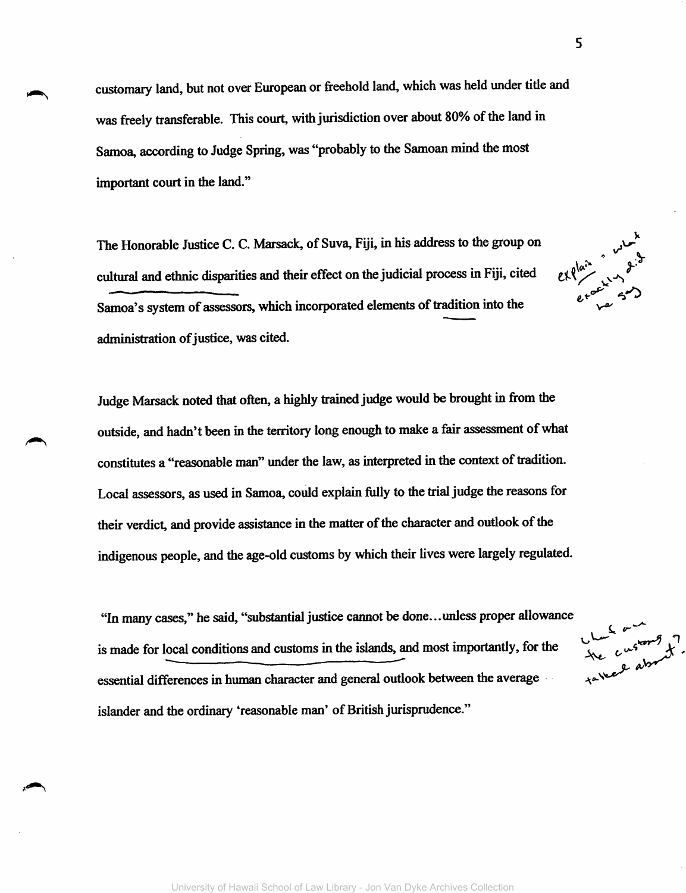customary land, but not over European or freehold land, which was held under title and was freely transferable. This court, with jurisdiction over about 80% of the land in Samoa, according to Judge Spring, was "probably to the Samoan mind the most important court in the land."

The Honorable Justice C. C. Marsack, of Suva, Fiji, in his address to the group on cultural and ethnic disparities and their effect on the judicial process in Fiji, cited Samoa's system of assessors, which incorporated elements of tradition into the administration of justice, was cited.

Judge Marsack noted that often, a highly trained judge would be brought in from the outside, and hadn't been in the territory long enough to make a fair assessment of what constitutes a "reasonable man" under the law, as interpreted in the context of tradition. Local assessors, as used in Samoa, could explain fully to the trial judge the reasons for their verdict, and provide assistance in the matter of the character and outlook of the indigenous people, and the age-old customs by which their lives were largely regulated.

"In many cases," he said, "substantial justice cannot be done…unless proper allowance is made for local conditions and customs in the islands, and most importantly, for the essential differences in human character and general outlook between the average islander and the ordinary 'reasonable man' of British jurisprudence."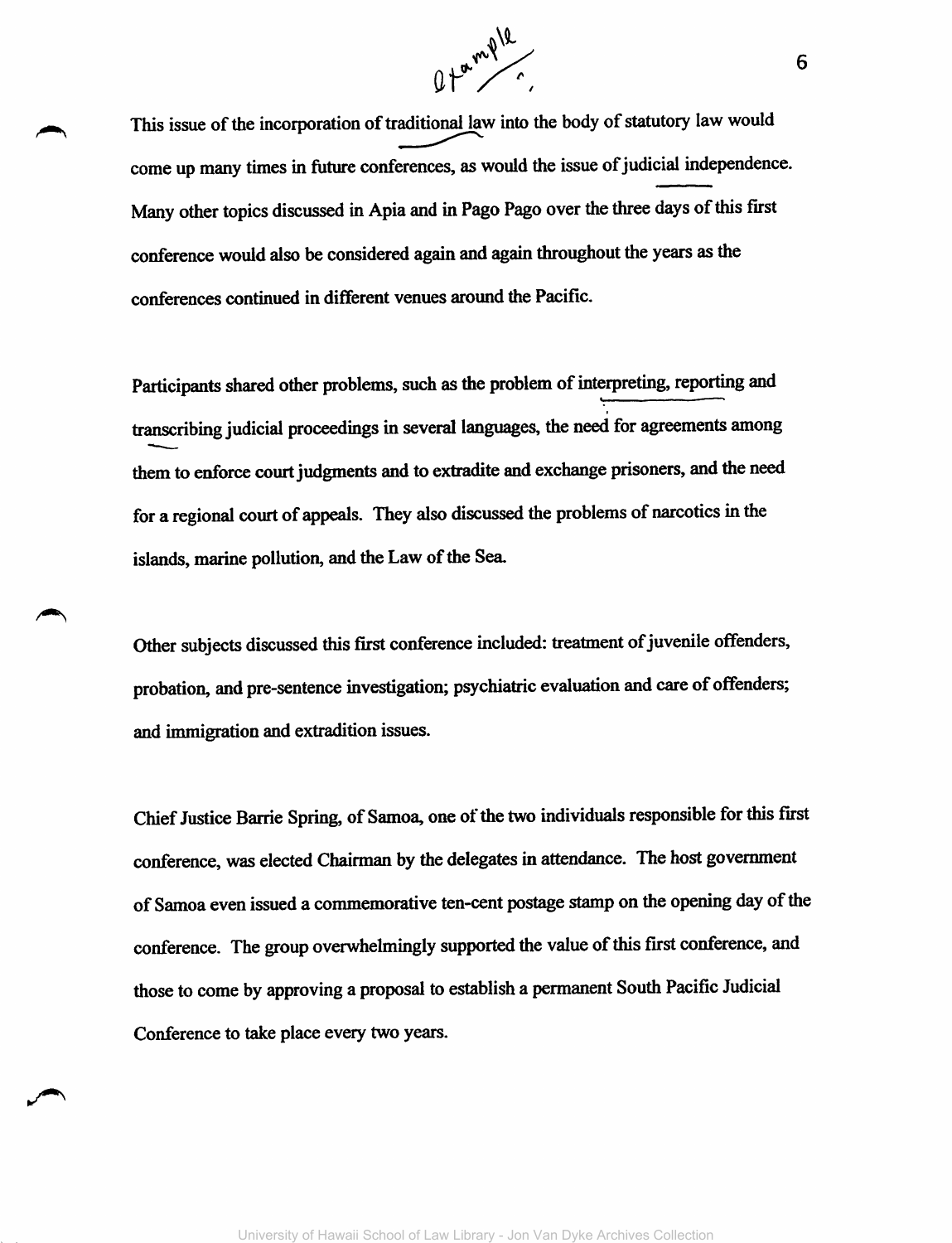This issue of the incorporation of traditional law into the body of statutory law would come up many times in future conferences, as would the issue of judicial independence. Many other topics discussed in Apia and in Pago Pago over the three days of this first conference would also be considered again and again throughout the years as the conferences continued in different venues around the Pacific.

Participants shared other problems, such as the problem of interpreting, reporting and transcribing judicial proceedings in several languages, the need for agreements among them to enforce court judgments and to extradite and exchange prisoners, and the need for a regional court of appeals. They also discussed the problems of narcotics in the islands, marine pollution, and the Law of the Sea.

Other subjects discussed this first conference included: treatment of juvenile offenders, probation, and pre-sentence investigation; psychiatric evaluation and care of offenders; and immigration and extradition issues.

Chief Justice Barrie Spring, of Samoa, one of the two individuals responsible for this first conference, was elected Chairman by the delegates in attendance. The host government of Samoa even issued a commemorative ten-cent postage stamp on the opening day of the conference. The group overwhelmingly supported the value of this first conference, and those to come by approving a proposal to establish a permanent South Pacific Judicial Conference to take place every two years.